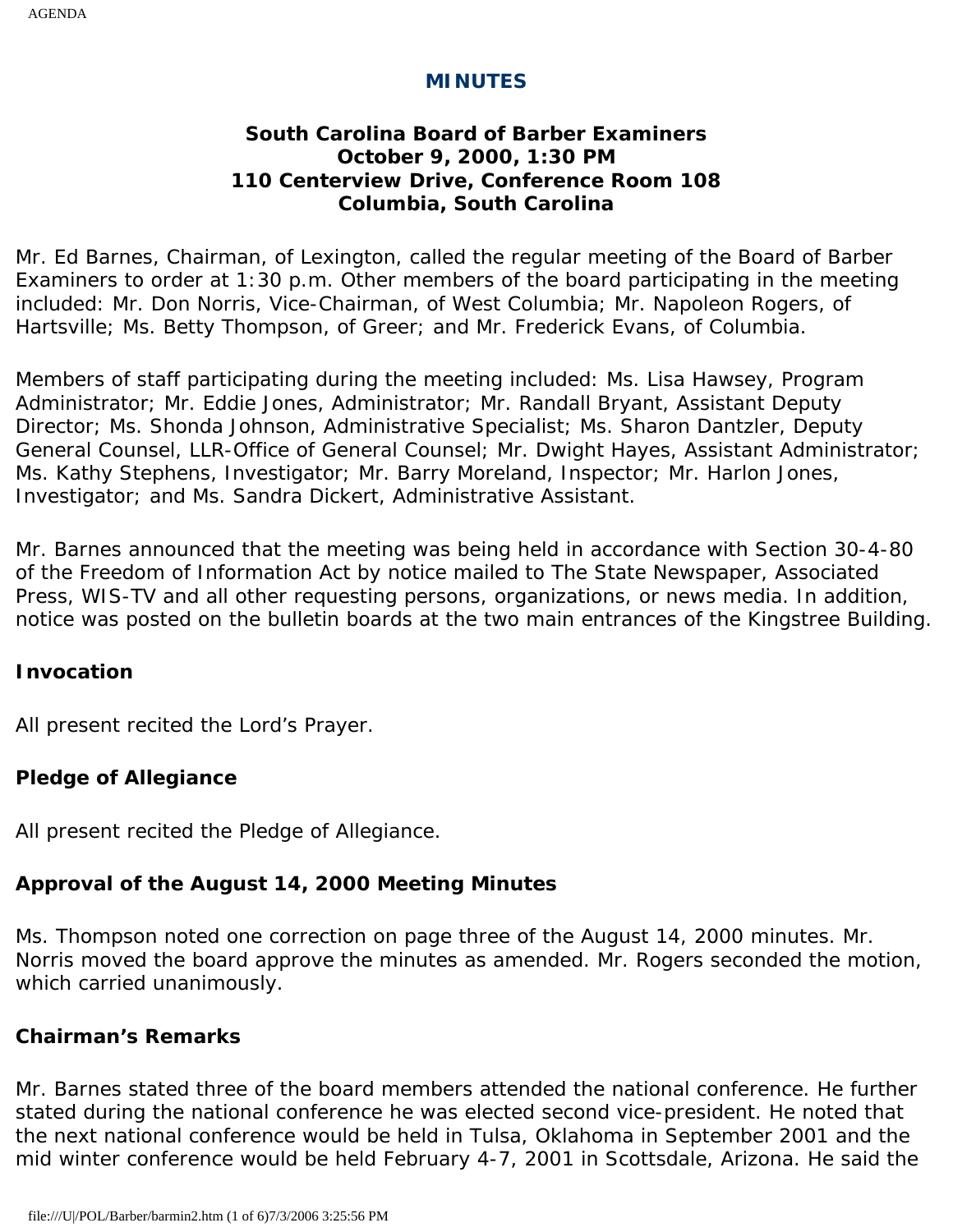# MINUTES

### South Carolina Board of Barber Examiners
### October 9, 2000, 1:30 PM
### 110 Centerview Drive, Conference Room 108
### Columbia, South Carolina

Mr. Ed Barnes, Chairman, of Lexington, called the regular meeting of the Board of Barber Examiners to order at 1:30 p.m. Other members of the board participating in the meeting included: Mr. Don Norris, Vice-Chairman, of West Columbia; Mr. Napoleon Rogers, of Hartsville; Ms. Betty Thompson, of Greer; and Mr. Frederick Evans, of Columbia.

Members of staff participating during the meeting included: Ms. Lisa Hawsey, Program Administrator; Mr. Eddie Jones, Administrator; Mr. Randall Bryant, Assistant Deputy Director; Ms. Shonda Johnson, Administrative Specialist; Ms. Sharon Dantzler, Deputy General Counsel, LLR-Office of General Counsel; Mr. Dwight Hayes, Assistant Administrator; Ms. Kathy Stephens, Investigator; Mr. Barry Moreland, Inspector; Mr. Harlon Jones, Investigator; and Ms. Sandra Dickert, Administrative Assistant.

Mr. Barnes announced that the meeting was being held in accordance with Section 30-4-80 of the Freedom of Information Act by notice mailed to The State Newspaper, Associated Press, WIS-TV and all other requesting persons, organizations, or news media. In addition, notice was posted on the bulletin boards at the two main entrances of the Kingstree Building.

**Invocation**

All present recited the Lord's Prayer.

**Pledge of Allegiance**

All present recited the Pledge of Allegiance.

**Approval of the August 14, 2000 Meeting Minutes**

Ms. Thompson noted one correction on page three of the August 14, 2000 minutes. Mr. Norris moved the board approve the minutes as amended. Mr. Rogers seconded the motion, which carried unanimously.

**Chairman's Remarks**

Mr. Barnes stated three of the board members attended the national conference. He further stated during the national conference he was elected second vice-president. He noted that the next national conference would be held in Tulsa, Oklahoma in September 2001 and the mid winter conference would be held February 4-7, 2001 in Scottsdale, Arizona. He said the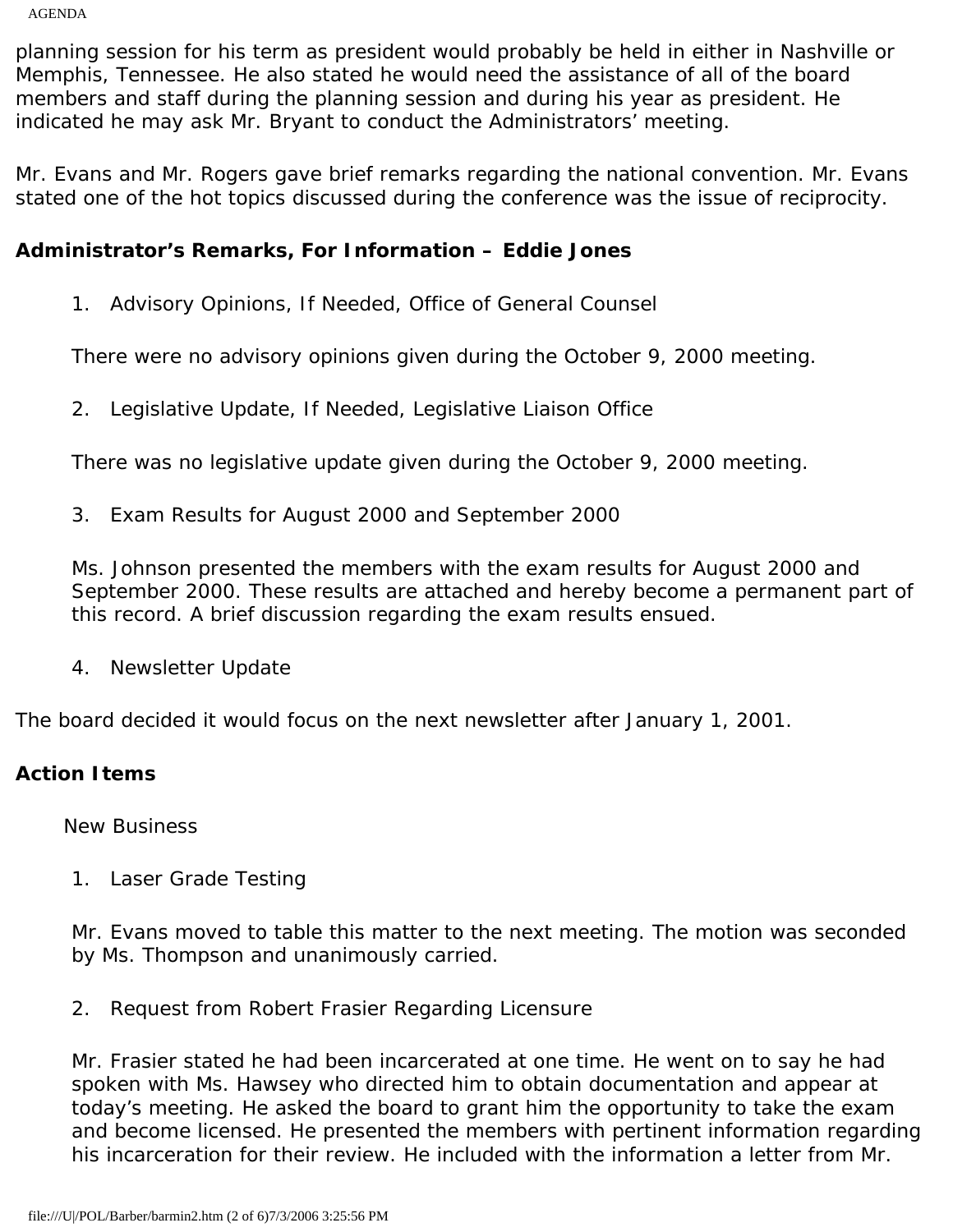planning session for his term as president would probably be held in either in Nashville or Memphis, Tennessee. He also stated he would need the assistance of all of the board members and staff during the planning session and during his year as president. He indicated he may ask Mr. Bryant to conduct the Administrators' meeting.

Mr. Evans and Mr. Rogers gave brief remarks regarding the national convention. Mr. Evans stated one of the hot topics discussed during the conference was the issue of reciprocity.

**Administrator's Remarks, For Information – Eddie Jones**

1. Advisory Opinions, If Needed, Office of General Counsel

   There were no advisory opinions given during the October 9, 2000 meeting.

2. Legislative Update, If Needed, Legislative Liaison Office

   There was no legislative update given during the October 9, 2000 meeting.

3. Exam Results for August 2000 and September 2000

   Ms. Johnson presented the members with the exam results for August 2000 and September 2000. These results are attached and hereby become a permanent part of this record. A brief discussion regarding the exam results ensued.

4. Newsletter Update

The board decided it would focus on the next newsletter after January 1, 2001.

**Action Items**

New Business

1. Laser Grade Testing

   Mr. Evans moved to table this matter to the next meeting. The motion was seconded by Ms. Thompson and unanimously carried.

2. Request from Robert Frasier Regarding Licensure

   Mr. Frasier stated he had been incarcerated at one time. He went on to say he had spoken with Ms. Hawsey who directed him to obtain documentation and appear at today's meeting. He asked the board to grant him the opportunity to take the exam and become licensed. He presented the members with pertinent information regarding his incarceration for their review. He included with the information a letter from Mr.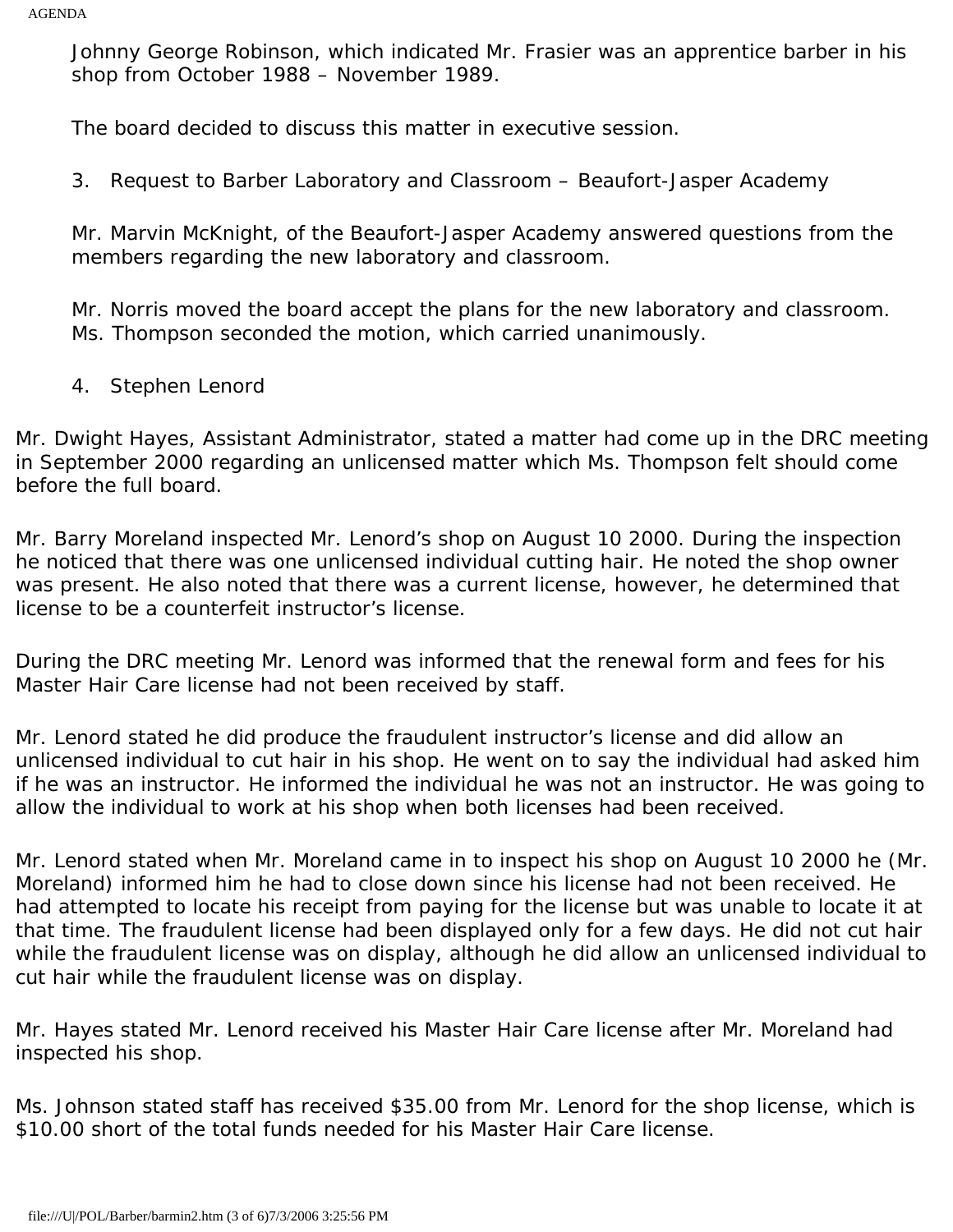Johnny George Robinson, which indicated Mr. Frasier was an apprentice barber in his shop from October 1988 – November 1989.

The board decided to discuss this matter in executive session.

3. Request to Barber Laboratory and Classroom – Beaufort-Jasper Academy

Mr. Marvin McKnight, of the Beaufort-Jasper Academy answered questions from the members regarding the new laboratory and classroom.

Mr. Norris moved the board accept the plans for the new laboratory and classroom. Ms. Thompson seconded the motion, which carried unanimously.

4. Stephen Lenord

Mr. Dwight Hayes, Assistant Administrator, stated a matter had come up in the DRC meeting in September 2000 regarding an unlicensed matter which Ms. Thompson felt should come before the full board.

Mr. Barry Moreland inspected Mr. Lenord's shop on August 10 2000. During the inspection he noticed that there was one unlicensed individual cutting hair. He noted the shop owner was present. He also noted that there was a current license, however, he determined that license to be a counterfeit instructor's license.

During the DRC meeting Mr. Lenord was informed that the renewal form and fees for his Master Hair Care license had not been received by staff.

Mr. Lenord stated he did produce the fraudulent instructor's license and did allow an unlicensed individual to cut hair in his shop. He went on to say the individual had asked him if he was an instructor. He informed the individual he was not an instructor. He was going to allow the individual to work at his shop when both licenses had been received.

Mr. Lenord stated when Mr. Moreland came in to inspect his shop on August 10 2000 he (Mr. Moreland) informed him he had to close down since his license had not been received. He had attempted to locate his receipt from paying for the license but was unable to locate it at that time. The fraudulent license had been displayed only for a few days. He did not cut hair while the fraudulent license was on display, although he did allow an unlicensed individual to cut hair while the fraudulent license was on display.

Mr. Hayes stated Mr. Lenord received his Master Hair Care license after Mr. Moreland had inspected his shop.

Ms. Johnson stated staff has received $35.00 from Mr. Lenord for the shop license, which is $10.00 short of the total funds needed for his Master Hair Care license.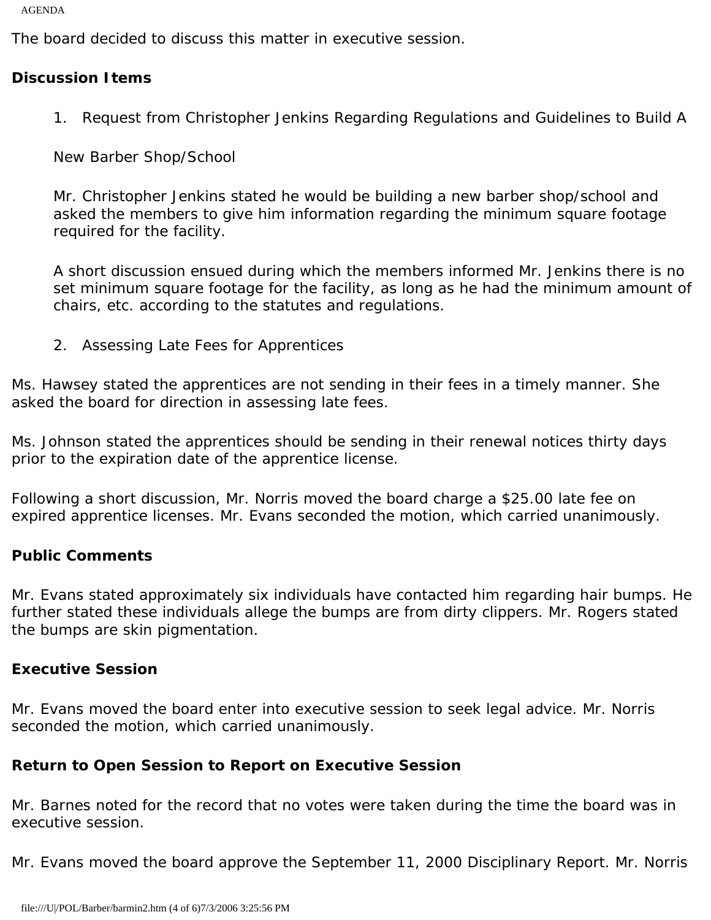The board decided to discuss this matter in executive session.

**Discussion Items**

1. Request from Christopher Jenkins Regarding Regulations and Guidelines to Build A New Barber Shop/School

   Mr. Christopher Jenkins stated he would be building a new barber shop/school and asked the members to give him information regarding the minimum square footage required for the facility.

   A short discussion ensued during which the members informed Mr. Jenkins there is no set minimum square footage for the facility, as long as he had the minimum amount of chairs, etc. according to the statutes and regulations.

2. Assessing Late Fees for Apprentices

Ms. Hawsey stated the apprentices are not sending in their fees in a timely manner. She asked the board for direction in assessing late fees.

Ms. Johnson stated the apprentices should be sending in their renewal notices thirty days prior to the expiration date of the apprentice license.

Following a short discussion, Mr. Norris moved the board charge a $25.00 late fee on expired apprentice licenses. Mr. Evans seconded the motion, which carried unanimously.

**Public Comments**

Mr. Evans stated approximately six individuals have contacted him regarding hair bumps. He further stated these individuals allege the bumps are from dirty clippers. Mr. Rogers stated the bumps are skin pigmentation.

**Executive Session**

Mr. Evans moved the board enter into executive session to seek legal advice. Mr. Norris seconded the motion, which carried unanimously.

**Return to Open Session to Report on Executive Session**

Mr. Barnes noted for the record that no votes were taken during the time the board was in executive session.

Mr. Evans moved the board approve the September 11, 2000 Disciplinary Report. Mr. Norris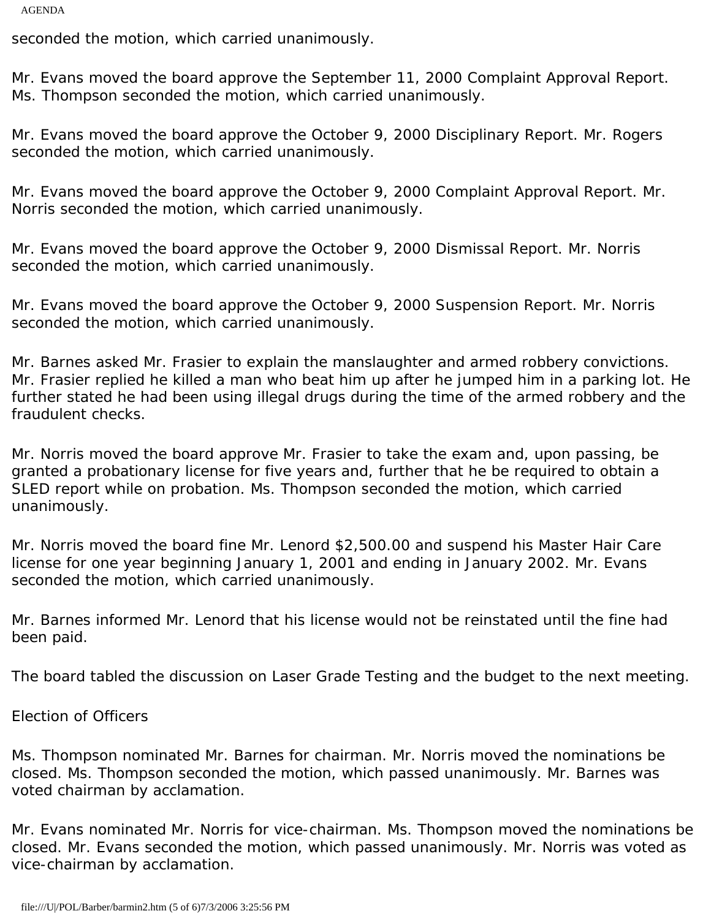seconded the motion, which carried unanimously.

Mr. Evans moved the board approve the September 11, 2000 Complaint Approval Report. Ms. Thompson seconded the motion, which carried unanimously.

Mr. Evans moved the board approve the October 9, 2000 Disciplinary Report. Mr. Rogers seconded the motion, which carried unanimously.

Mr. Evans moved the board approve the October 9, 2000 Complaint Approval Report. Mr. Norris seconded the motion, which carried unanimously.

Mr. Evans moved the board approve the October 9, 2000 Dismissal Report. Mr. Norris seconded the motion, which carried unanimously.

Mr. Evans moved the board approve the October 9, 2000 Suspension Report. Mr. Norris seconded the motion, which carried unanimously.

Mr. Barnes asked Mr. Frasier to explain the manslaughter and armed robbery convictions. Mr. Frasier replied he killed a man who beat him up after he jumped him in a parking lot. He further stated he had been using illegal drugs during the time of the armed robbery and the fraudulent checks.

Mr. Norris moved the board approve Mr. Frasier to take the exam and, upon passing, be granted a probationary license for five years and, further that he be required to obtain a SLED report while on probation. Ms. Thompson seconded the motion, which carried unanimously.

Mr. Norris moved the board fine Mr. Lenord $2,500.00 and suspend his Master Hair Care license for one year beginning January 1, 2001 and ending in January 2002. Mr. Evans seconded the motion, which carried unanimously.

Mr. Barnes informed Mr. Lenord that his license would not be reinstated until the fine had been paid.

The board tabled the discussion on Laser Grade Testing and the budget to the next meeting.

Election of Officers

Ms. Thompson nominated Mr. Barnes for chairman. Mr. Norris moved the nominations be closed. Ms. Thompson seconded the motion, which passed unanimously. Mr. Barnes was voted chairman by acclamation.

Mr. Evans nominated Mr. Norris for vice-chairman. Ms. Thompson moved the nominations be closed. Mr. Evans seconded the motion, which passed unanimously. Mr. Norris was voted as vice-chairman by acclamation.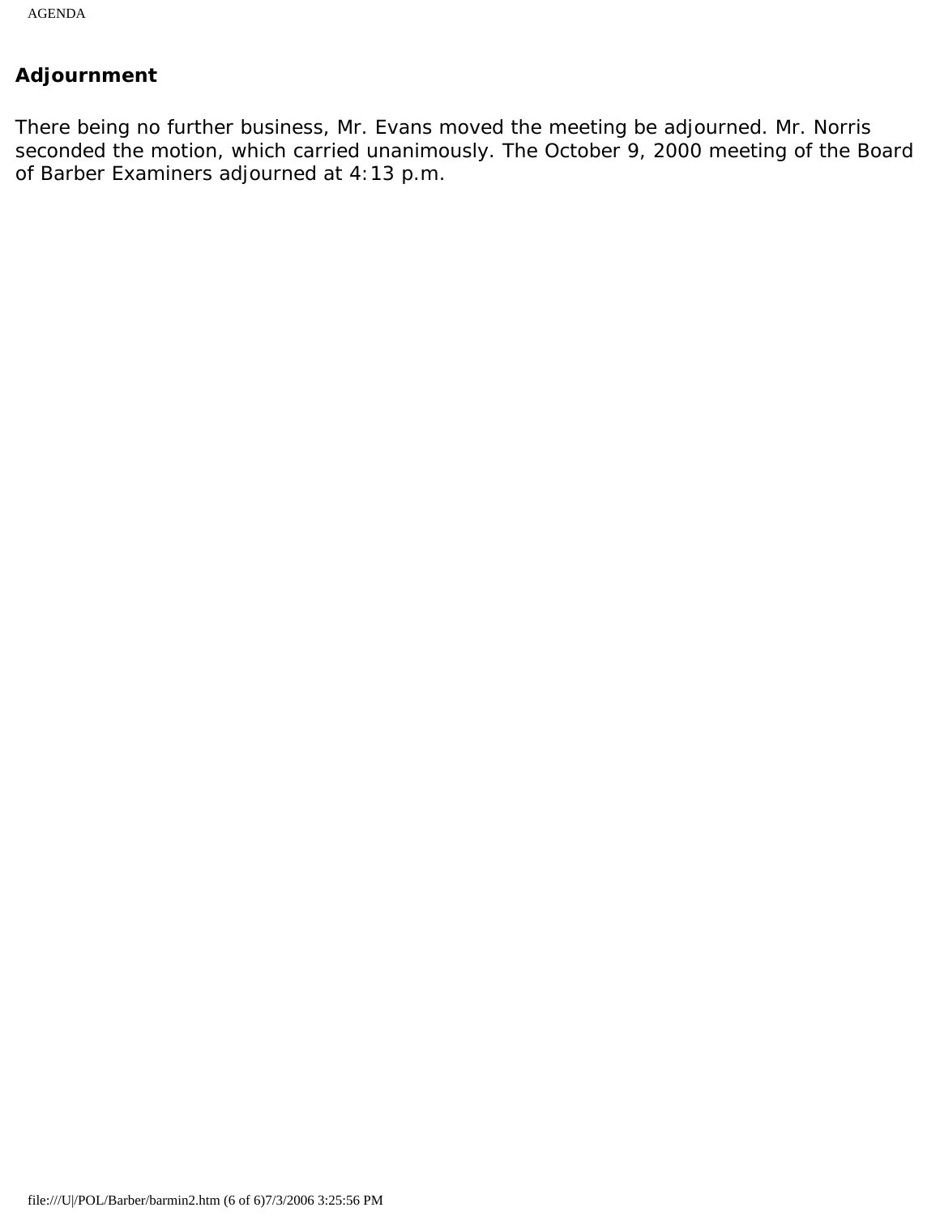## Adjournment

There being no further business, Mr. Evans moved the meeting be adjourned. Mr. Norris seconded the motion, which carried unanimously. The October 9, 2000 meeting of the Board of Barber Examiners adjourned at 4:13 p.m.